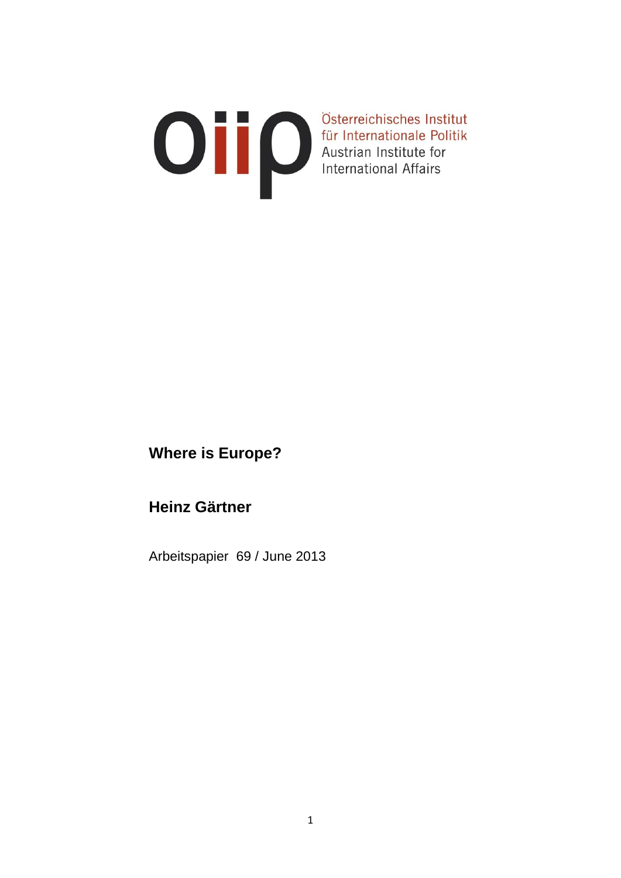Österreichisches Institut für Internationale Politik
Austrian Institute for International Affairs

# Where is Europe?

## Heinz Gärtner

Arbeitspapier 69 / June 2013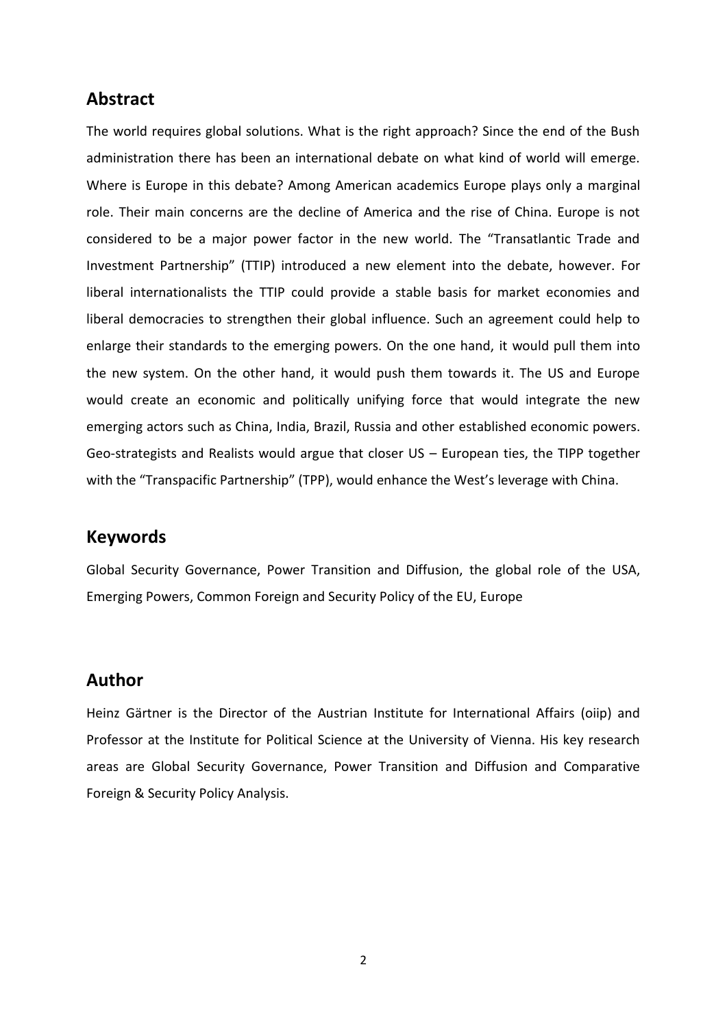## Abstract

The world requires global solutions. What is the right approach? Since the end of the Bush administration there has been an international debate on what kind of world will emerge. Where is Europe in this debate? Among American academics Europe plays only a marginal role. Their main concerns are the decline of America and the rise of China. Europe is not considered to be a major power factor in the new world. The "Transatlantic Trade and Investment Partnership" (TTIP) introduced a new element into the debate, however. For liberal internationalists the TTIP could provide a stable basis for market economies and liberal democracies to strengthen their global influence. Such an agreement could help to enlarge their standards to the emerging powers. On the one hand, it would pull them into the new system. On the other hand, it would push them towards it. The US and Europe would create an economic and politically unifying force that would integrate the new emerging actors such as China, India, Brazil, Russia and other established economic powers. Geo-strategists and Realists would argue that closer US – European ties, the TIPP together with the "Transpacific Partnership" (TPP), would enhance the West's leverage with China.

## Keywords

Global Security Governance, Power Transition and Diffusion, the global role of the USA, Emerging Powers, Common Foreign and Security Policy of the EU, Europe

## Author

Heinz Gärtner is the Director of the Austrian Institute for International Affairs (oiip) and Professor at the Institute for Political Science at the University of Vienna. His key research areas are Global Security Governance, Power Transition and Diffusion and Comparative Foreign & Security Policy Analysis.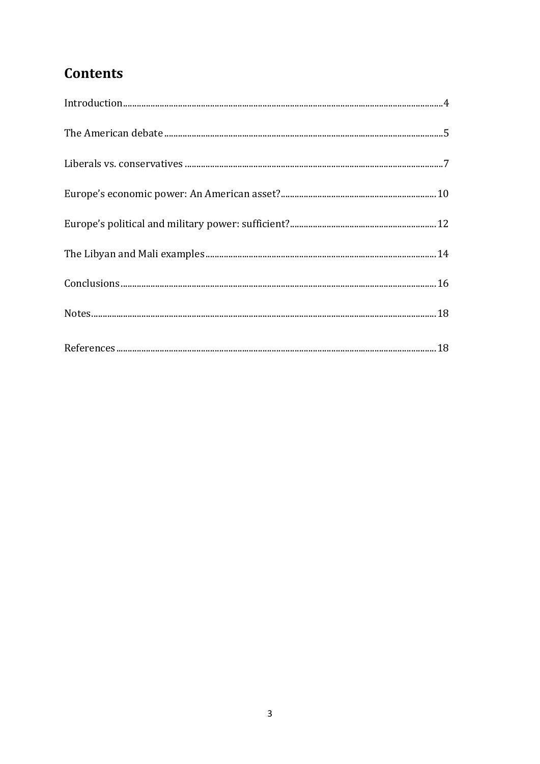# Contents

Introduction ........................................................................................................ 4

The American debate ........................................................................................... 5

Liberals vs. conservatives .................................................................................... 7

Europe's economic power: An American asset? .................................................. 10

Europe's political and military power: sufficient? ................................................. 12

The Libyan and Mali examples ............................................................................ 14

Conclusions ........................................................................................................ 16

Notes .................................................................................................................. 18

References .......................................................................................................... 18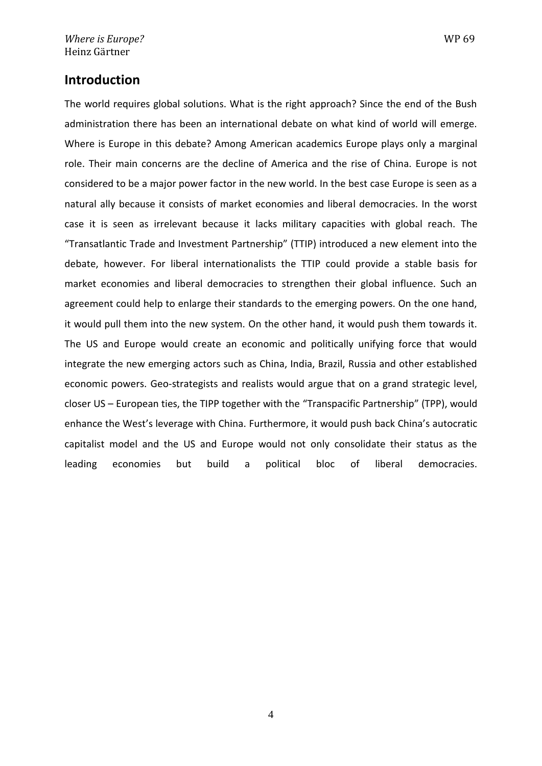## Introduction

The world requires global solutions. What is the right approach? Since the end of the Bush administration there has been an international debate on what kind of world will emerge. Where is Europe in this debate? Among American academics Europe plays only a marginal role. Their main concerns are the decline of America and the rise of China. Europe is not considered to be a major power factor in the new world. In the best case Europe is seen as a natural ally because it consists of market economies and liberal democracies. In the worst case it is seen as irrelevant because it lacks military capacities with global reach. The "Transatlantic Trade and Investment Partnership" (TTIP) introduced a new element into the debate, however. For liberal internationalists the TTIP could provide a stable basis for market economies and liberal democracies to strengthen their global influence. Such an agreement could help to enlarge their standards to the emerging powers. On the one hand, it would pull them into the new system. On the other hand, it would push them towards it. The US and Europe would create an economic and politically unifying force that would integrate the new emerging actors such as China, India, Brazil, Russia and other established economic powers. Geo-strategists and realists would argue that on a grand strategic level, closer US – European ties, the TIPP together with the "Transpacific Partnership" (TPP), would enhance the West's leverage with China. Furthermore, it would push back China's autocratic capitalist model and the US and Europe would not only consolidate their status as the leading economies but build a political bloc of liberal democracies.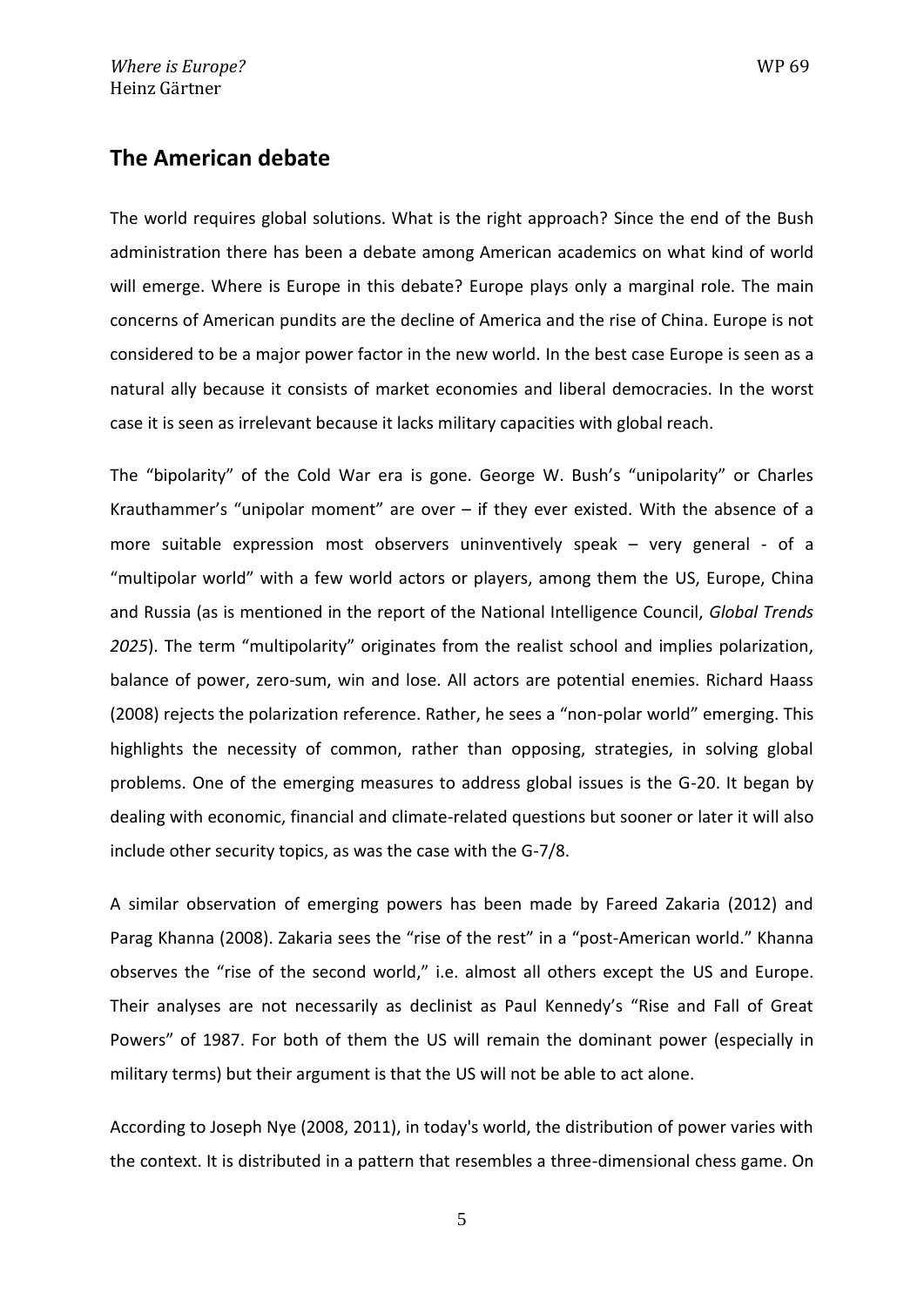## The American debate

The world requires global solutions. What is the right approach? Since the end of the Bush administration there has been a debate among American academics on what kind of world will emerge. Where is Europe in this debate? Europe plays only a marginal role. The main concerns of American pundits are the decline of America and the rise of China. Europe is not considered to be a major power factor in the new world. In the best case Europe is seen as a natural ally because it consists of market economies and liberal democracies. In the worst case it is seen as irrelevant because it lacks military capacities with global reach.

The "bipolarity" of the Cold War era is gone. George W. Bush's "unipolarity" or Charles Krauthammer's "unipolar moment" are over – if they ever existed. With the absence of a more suitable expression most observers uninventively speak – very general - of a "multipolar world" with a few world actors or players, among them the US, Europe, China and Russia (as is mentioned in the report of the National Intelligence Council, *Global Trends 2025*). The term "multipolarity" originates from the realist school and implies polarization, balance of power, zero-sum, win and lose. All actors are potential enemies. Richard Haass (2008) rejects the polarization reference. Rather, he sees a "non-polar world" emerging. This highlights the necessity of common, rather than opposing, strategies, in solving global problems. One of the emerging measures to address global issues is the G-20. It began by dealing with economic, financial and climate-related questions but sooner or later it will also include other security topics, as was the case with the G-7/8.

A similar observation of emerging powers has been made by Fareed Zakaria (2012) and Parag Khanna (2008). Zakaria sees the "rise of the rest" in a "post-American world." Khanna observes the "rise of the second world," i.e. almost all others except the US and Europe. Their analyses are not necessarily as declinist as Paul Kennedy's "Rise and Fall of Great Powers" of 1987. For both of them the US will remain the dominant power (especially in military terms) but their argument is that the US will not be able to act alone.

According to Joseph Nye (2008, 2011), in today's world, the distribution of power varies with the context. It is distributed in a pattern that resembles a three-dimensional chess game. On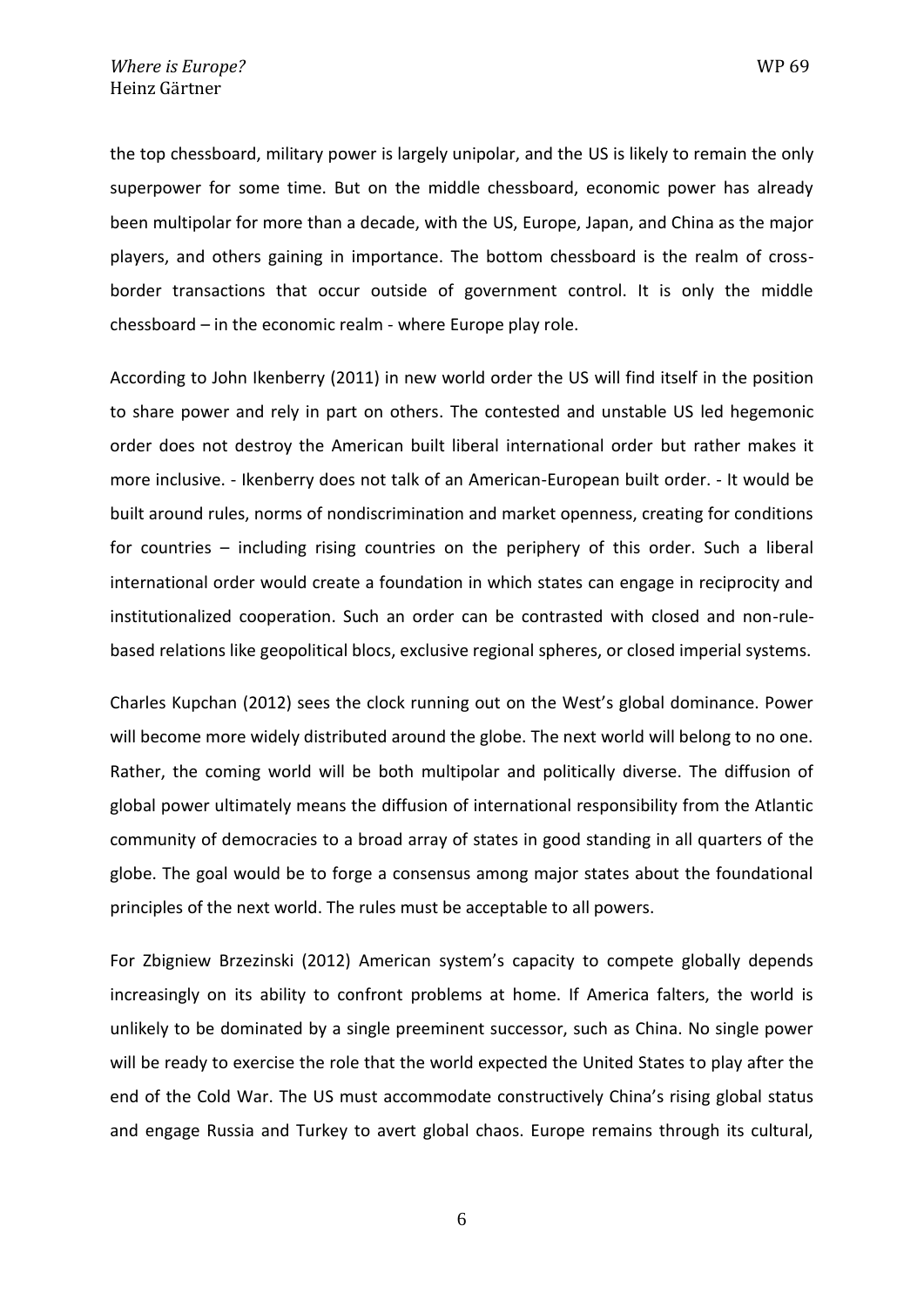the top chessboard, military power is largely unipolar, and the US is likely to remain the only superpower for some time. But on the middle chessboard, economic power has already been multipolar for more than a decade, with the US, Europe, Japan, and China as the major players, and others gaining in importance. The bottom chessboard is the realm of cross-border transactions that occur outside of government control. It is only the middle chessboard – in the economic realm - where Europe play role.

According to John Ikenberry (2011) in new world order the US will find itself in the position to share power and rely in part on others. The contested and unstable US led hegemonic order does not destroy the American built liberal international order but rather makes it more inclusive. - Ikenberry does not talk of an American-European built order. - It would be built around rules, norms of nondiscrimination and market openness, creating for conditions for countries – including rising countries on the periphery of this order. Such a liberal international order would create a foundation in which states can engage in reciprocity and institutionalized cooperation. Such an order can be contrasted with closed and non-rule-based relations like geopolitical blocs, exclusive regional spheres, or closed imperial systems.

Charles Kupchan (2012) sees the clock running out on the West's global dominance. Power will become more widely distributed around the globe. The next world will belong to no one. Rather, the coming world will be both multipolar and politically diverse. The diffusion of global power ultimately means the diffusion of international responsibility from the Atlantic community of democracies to a broad array of states in good standing in all quarters of the globe. The goal would be to forge a consensus among major states about the foundational principles of the next world. The rules must be acceptable to all powers.

For Zbigniew Brzezinski (2012) American system's capacity to compete globally depends increasingly on its ability to confront problems at home. If America falters, the world is unlikely to be dominated by a single preeminent successor, such as China. No single power will be ready to exercise the role that the world expected the United States to play after the end of the Cold War. The US must accommodate constructively China's rising global status and engage Russia and Turkey to avert global chaos. Europe remains through its cultural,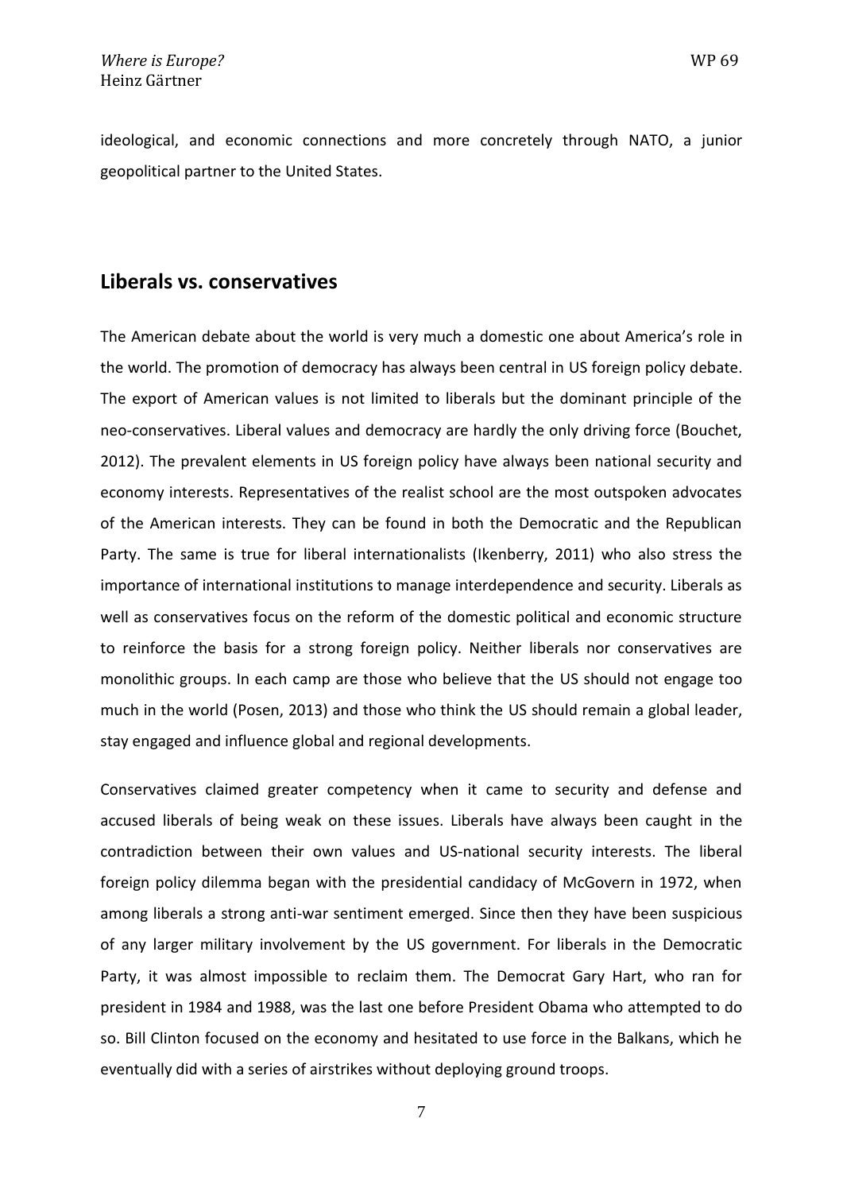ideological, and economic connections and more concretely through NATO, a junior geopolitical partner to the United States.

## Liberals vs. conservatives

The American debate about the world is very much a domestic one about America's role in the world. The promotion of democracy has always been central in US foreign policy debate. The export of American values is not limited to liberals but the dominant principle of the neo-conservatives. Liberal values and democracy are hardly the only driving force (Bouchet, 2012). The prevalent elements in US foreign policy have always been national security and economy interests. Representatives of the realist school are the most outspoken advocates of the American interests. They can be found in both the Democratic and the Republican Party. The same is true for liberal internationalists (Ikenberry, 2011) who also stress the importance of international institutions to manage interdependence and security. Liberals as well as conservatives focus on the reform of the domestic political and economic structure to reinforce the basis for a strong foreign policy. Neither liberals nor conservatives are monolithic groups. In each camp are those who believe that the US should not engage too much in the world (Posen, 2013) and those who think the US should remain a global leader, stay engaged and influence global and regional developments.

Conservatives claimed greater competency when it came to security and defense and accused liberals of being weak on these issues. Liberals have always been caught in the contradiction between their own values and US-national security interests. The liberal foreign policy dilemma began with the presidential candidacy of McGovern in 1972, when among liberals a strong anti-war sentiment emerged. Since then they have been suspicious of any larger military involvement by the US government. For liberals in the Democratic Party, it was almost impossible to reclaim them. The Democrat Gary Hart, who ran for president in 1984 and 1988, was the last one before President Obama who attempted to do so. Bill Clinton focused on the economy and hesitated to use force in the Balkans, which he eventually did with a series of airstrikes without deploying ground troops.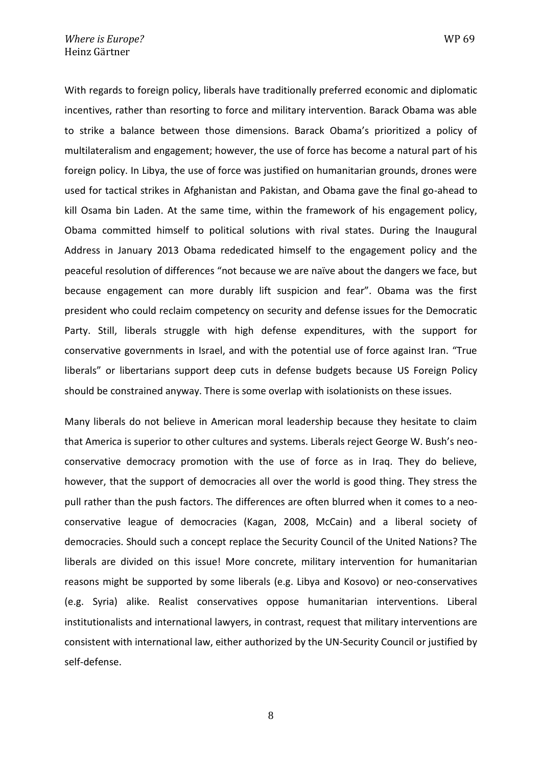With regards to foreign policy, liberals have traditionally preferred economic and diplomatic incentives, rather than resorting to force and military intervention. Barack Obama was able to strike a balance between those dimensions. Barack Obama's prioritized a policy of multilateralism and engagement; however, the use of force has become a natural part of his foreign policy. In Libya, the use of force was justified on humanitarian grounds, drones were used for tactical strikes in Afghanistan and Pakistan, and Obama gave the final go-ahead to kill Osama bin Laden. At the same time, within the framework of his engagement policy, Obama committed himself to political solutions with rival states. During the Inaugural Address in January 2013 Obama rededicated himself to the engagement policy and the peaceful resolution of differences "not because we are naïve about the dangers we face, but because engagement can more durably lift suspicion and fear". Obama was the first president who could reclaim competency on security and defense issues for the Democratic Party. Still, liberals struggle with high defense expenditures, with the support for conservative governments in Israel, and with the potential use of force against Iran. "True liberals" or libertarians support deep cuts in defense budgets because US Foreign Policy should be constrained anyway. There is some overlap with isolationists on these issues.

Many liberals do not believe in American moral leadership because they hesitate to claim that America is superior to other cultures and systems. Liberals reject George W. Bush's neo-conservative democracy promotion with the use of force as in Iraq. They do believe, however, that the support of democracies all over the world is good thing. They stress the pull rather than the push factors. The differences are often blurred when it comes to a neo-conservative league of democracies (Kagan, 2008, McCain) and a liberal society of democracies. Should such a concept replace the Security Council of the United Nations? The liberals are divided on this issue! More concrete, military intervention for humanitarian reasons might be supported by some liberals (e.g. Libya and Kosovo) or neo-conservatives (e.g. Syria) alike. Realist conservatives oppose humanitarian interventions. Liberal institutionalists and international lawyers, in contrast, request that military interventions are consistent with international law, either authorized by the UN-Security Council or justified by self-defense.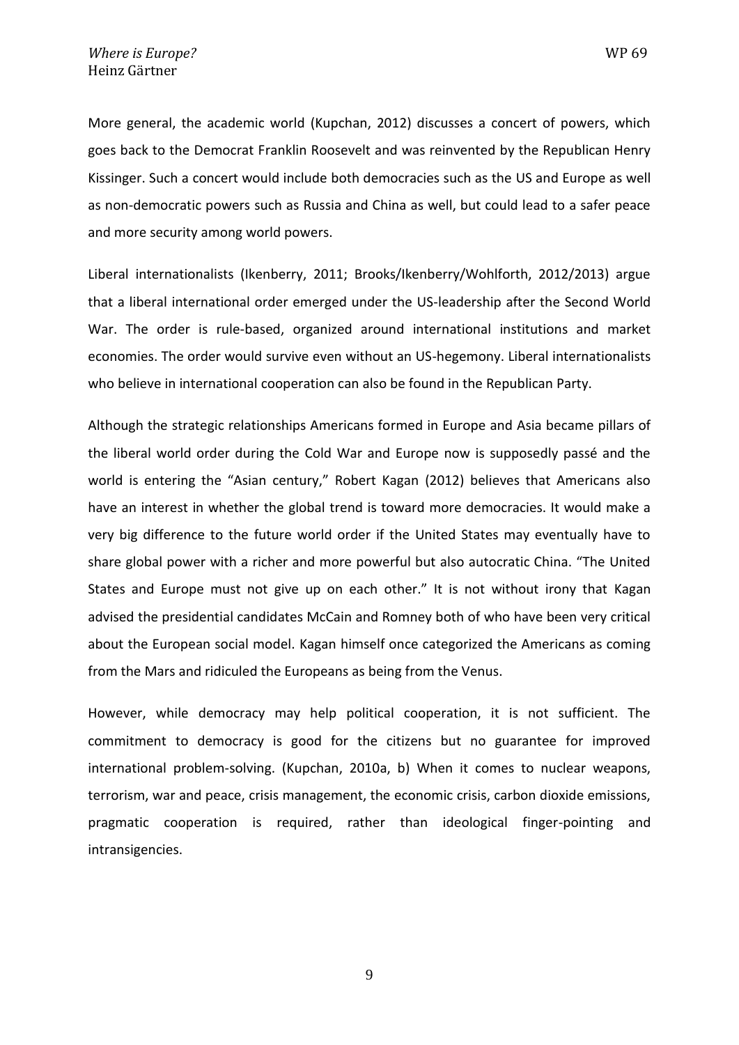More general, the academic world (Kupchan, 2012) discusses a concert of powers, which goes back to the Democrat Franklin Roosevelt and was reinvented by the Republican Henry Kissinger. Such a concert would include both democracies such as the US and Europe as well as non-democratic powers such as Russia and China as well, but could lead to a safer peace and more security among world powers.

Liberal internationalists (Ikenberry, 2011; Brooks/Ikenberry/Wohlforth, 2012/2013) argue that a liberal international order emerged under the US-leadership after the Second World War. The order is rule-based, organized around international institutions and market economies. The order would survive even without an US-hegemony. Liberal internationalists who believe in international cooperation can also be found in the Republican Party.

Although the strategic relationships Americans formed in Europe and Asia became pillars of the liberal world order during the Cold War and Europe now is supposedly passé and the world is entering the "Asian century," Robert Kagan (2012) believes that Americans also have an interest in whether the global trend is toward more democracies. It would make a very big difference to the future world order if the United States may eventually have to share global power with a richer and more powerful but also autocratic China. "The United States and Europe must not give up on each other." It is not without irony that Kagan advised the presidential candidates McCain and Romney both of who have been very critical about the European social model. Kagan himself once categorized the Americans as coming from the Mars and ridiculed the Europeans as being from the Venus.

However, while democracy may help political cooperation, it is not sufficient. The commitment to democracy is good for the citizens but no guarantee for improved international problem-solving. (Kupchan, 2010a, b) When it comes to nuclear weapons, terrorism, war and peace, crisis management, the economic crisis, carbon dioxide emissions, pragmatic cooperation is required, rather than ideological finger-pointing and intransigencies.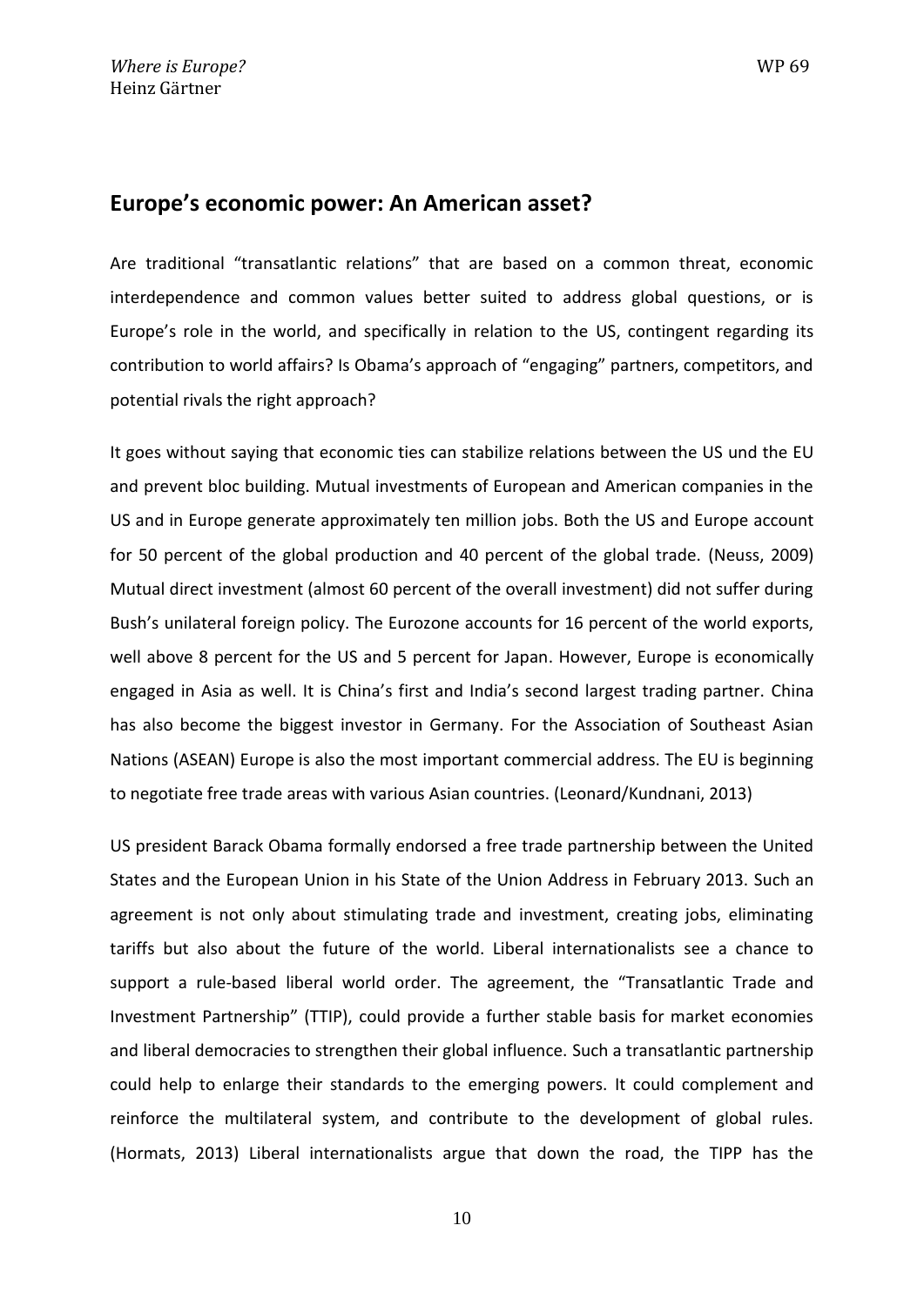## Europe's economic power: An American asset?

Are traditional "transatlantic relations" that are based on a common threat, economic interdependence and common values better suited to address global questions, or is Europe's role in the world, and specifically in relation to the US, contingent regarding its contribution to world affairs? Is Obama's approach of "engaging" partners, competitors, and potential rivals the right approach?

It goes without saying that economic ties can stabilize relations between the US und the EU and prevent bloc building. Mutual investments of European and American companies in the US and in Europe generate approximately ten million jobs. Both the US and Europe account for 50 percent of the global production and 40 percent of the global trade. (Neuss, 2009) Mutual direct investment (almost 60 percent of the overall investment) did not suffer during Bush's unilateral foreign policy. The Eurozone accounts for 16 percent of the world exports, well above 8 percent for the US and 5 percent for Japan. However, Europe is economically engaged in Asia as well. It is China's first and India's second largest trading partner. China has also become the biggest investor in Germany. For the Association of Southeast Asian Nations (ASEAN) Europe is also the most important commercial address. The EU is beginning to negotiate free trade areas with various Asian countries. (Leonard/Kundnani, 2013)

US president Barack Obama formally endorsed a free trade partnership between the United States and the European Union in his State of the Union Address in February 2013. Such an agreement is not only about stimulating trade and investment, creating jobs, eliminating tariffs but also about the future of the world. Liberal internationalists see a chance to support a rule-based liberal world order. The agreement, the "Transatlantic Trade and Investment Partnership" (TTIP), could provide a further stable basis for market economies and liberal democracies to strengthen their global influence. Such a transatlantic partnership could help to enlarge their standards to the emerging powers. It could complement and reinforce the multilateral system, and contribute to the development of global rules. (Hormats, 2013) Liberal internationalists argue that down the road, the TIPP has the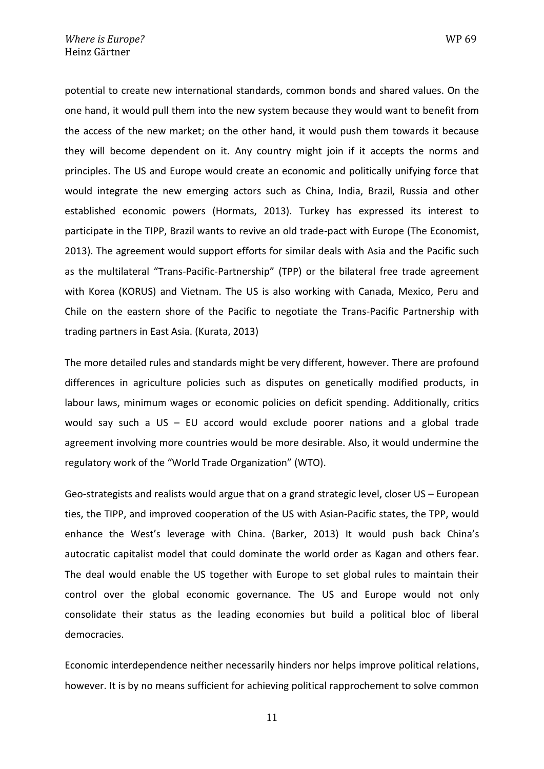potential to create new international standards, common bonds and shared values. On the one hand, it would pull them into the new system because they would want to benefit from the access of the new market; on the other hand, it would push them towards it because they will become dependent on it. Any country might join if it accepts the norms and principles. The US and Europe would create an economic and politically unifying force that would integrate the new emerging actors such as China, India, Brazil, Russia and other established economic powers (Hormats, 2013). Turkey has expressed its interest to participate in the TIPP, Brazil wants to revive an old trade-pact with Europe (The Economist, 2013). The agreement would support efforts for similar deals with Asia and the Pacific such as the multilateral "Trans-Pacific-Partnership" (TPP) or the bilateral free trade agreement with Korea (KORUS) and Vietnam. The US is also working with Canada, Mexico, Peru and Chile on the eastern shore of the Pacific to negotiate the Trans-Pacific Partnership with trading partners in East Asia. (Kurata, 2013)

The more detailed rules and standards might be very different, however. There are profound differences in agriculture policies such as disputes on genetically modified products, in labour laws, minimum wages or economic policies on deficit spending. Additionally, critics would say such a US – EU accord would exclude poorer nations and a global trade agreement involving more countries would be more desirable. Also, it would undermine the regulatory work of the "World Trade Organization" (WTO).

Geo-strategists and realists would argue that on a grand strategic level, closer US – European ties, the TIPP, and improved cooperation of the US with Asian-Pacific states, the TPP, would enhance the West's leverage with China. (Barker, 2013) It would push back China's autocratic capitalist model that could dominate the world order as Kagan and others fear. The deal would enable the US together with Europe to set global rules to maintain their control over the global economic governance. The US and Europe would not only consolidate their status as the leading economies but build a political bloc of liberal democracies.

Economic interdependence neither necessarily hinders nor helps improve political relations, however. It is by no means sufficient for achieving political rapprochement to solve common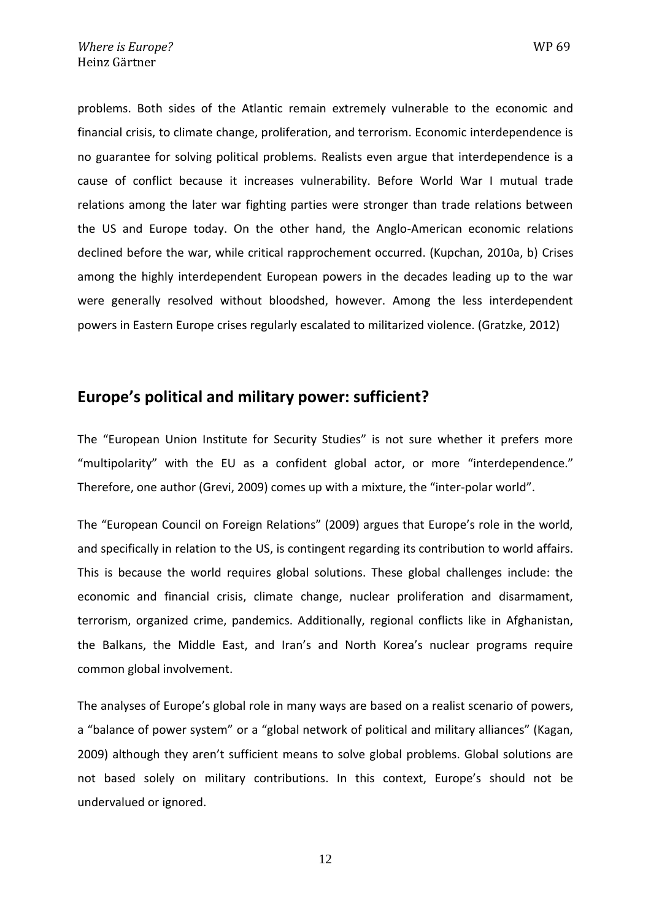problems. Both sides of the Atlantic remain extremely vulnerable to the economic and financial crisis, to climate change, proliferation, and terrorism. Economic interdependence is no guarantee for solving political problems. Realists even argue that interdependence is a cause of conflict because it increases vulnerability. Before World War I mutual trade relations among the later war fighting parties were stronger than trade relations between the US and Europe today. On the other hand, the Anglo-American economic relations declined before the war, while critical rapprochement occurred. (Kupchan, 2010a, b) Crises among the highly interdependent European powers in the decades leading up to the war were generally resolved without bloodshed, however. Among the less interdependent powers in Eastern Europe crises regularly escalated to militarized violence. (Gratzke, 2012)

## Europe's political and military power: sufficient?

The "European Union Institute for Security Studies" is not sure whether it prefers more "multipolarity" with the EU as a confident global actor, or more "interdependence." Therefore, one author (Grevi, 2009) comes up with a mixture, the "inter-polar world".

The "European Council on Foreign Relations" (2009) argues that Europe's role in the world, and specifically in relation to the US, is contingent regarding its contribution to world affairs. This is because the world requires global solutions. These global challenges include: the economic and financial crisis, climate change, nuclear proliferation and disarmament, terrorism, organized crime, pandemics. Additionally, regional conflicts like in Afghanistan, the Balkans, the Middle East, and Iran's and North Korea's nuclear programs require common global involvement.

The analyses of Europe's global role in many ways are based on a realist scenario of powers, a "balance of power system" or a "global network of political and military alliances" (Kagan, 2009) although they aren't sufficient means to solve global problems. Global solutions are not based solely on military contributions. In this context, Europe's should not be undervalued or ignored.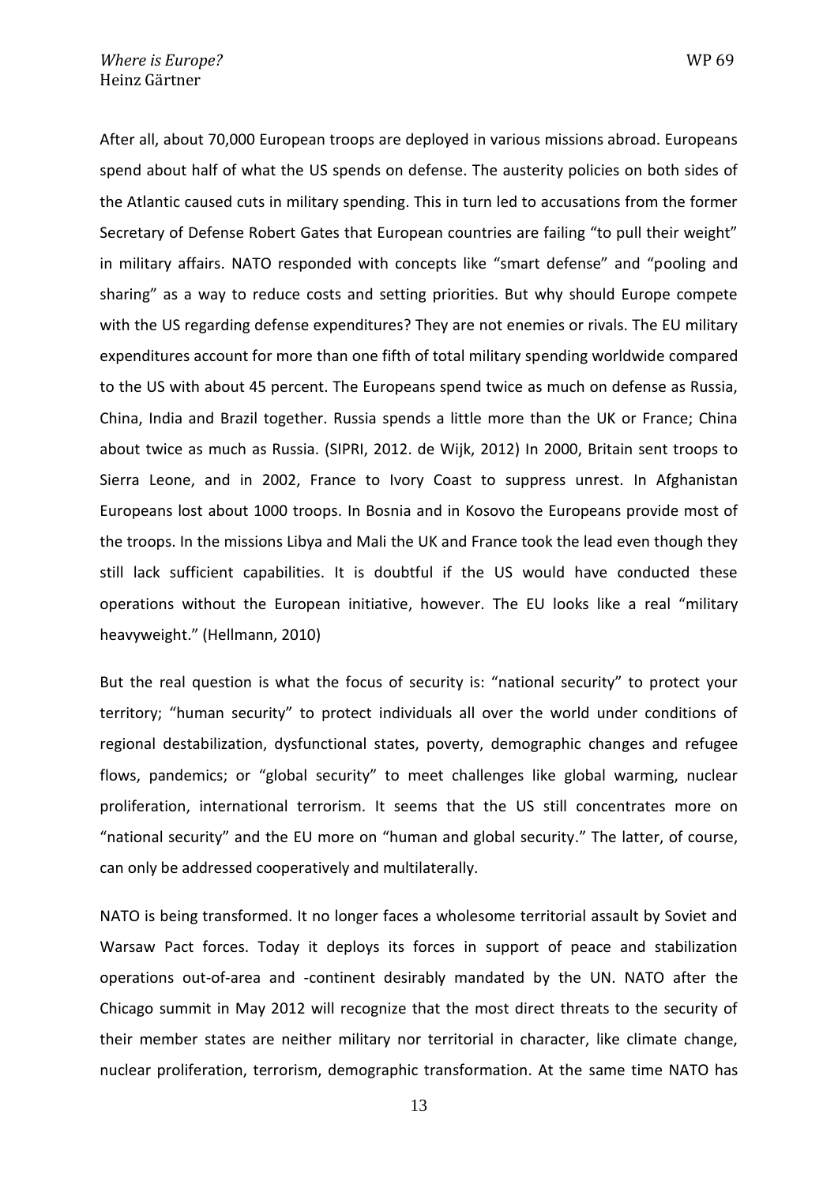After all, about 70,000 European troops are deployed in various missions abroad. Europeans spend about half of what the US spends on defense. The austerity policies on both sides of the Atlantic caused cuts in military spending. This in turn led to accusations from the former Secretary of Defense Robert Gates that European countries are failing "to pull their weight" in military affairs. NATO responded with concepts like "smart defense" and "pooling and sharing" as a way to reduce costs and setting priorities. But why should Europe compete with the US regarding defense expenditures? They are not enemies or rivals. The EU military expenditures account for more than one fifth of total military spending worldwide compared to the US with about 45 percent. The Europeans spend twice as much on defense as Russia, China, India and Brazil together. Russia spends a little more than the UK or France; China about twice as much as Russia. (SIPRI, 2012. de Wijk, 2012) In 2000, Britain sent troops to Sierra Leone, and in 2002, France to Ivory Coast to suppress unrest. In Afghanistan Europeans lost about 1000 troops. In Bosnia and in Kosovo the Europeans provide most of the troops. In the missions Libya and Mali the UK and France took the lead even though they still lack sufficient capabilities. It is doubtful if the US would have conducted these operations without the European initiative, however. The EU looks like a real "military heavyweight." (Hellmann, 2010)

But the real question is what the focus of security is: "national security" to protect your territory; "human security" to protect individuals all over the world under conditions of regional destabilization, dysfunctional states, poverty, demographic changes and refugee flows, pandemics; or "global security" to meet challenges like global warming, nuclear proliferation, international terrorism. It seems that the US still concentrates more on "national security" and the EU more on "human and global security." The latter, of course, can only be addressed cooperatively and multilaterally.

NATO is being transformed. It no longer faces a wholesome territorial assault by Soviet and Warsaw Pact forces. Today it deploys its forces in support of peace and stabilization operations out-of-area and -continent desirably mandated by the UN. NATO after the Chicago summit in May 2012 will recognize that the most direct threats to the security of their member states are neither military nor territorial in character, like climate change, nuclear proliferation, terrorism, demographic transformation. At the same time NATO has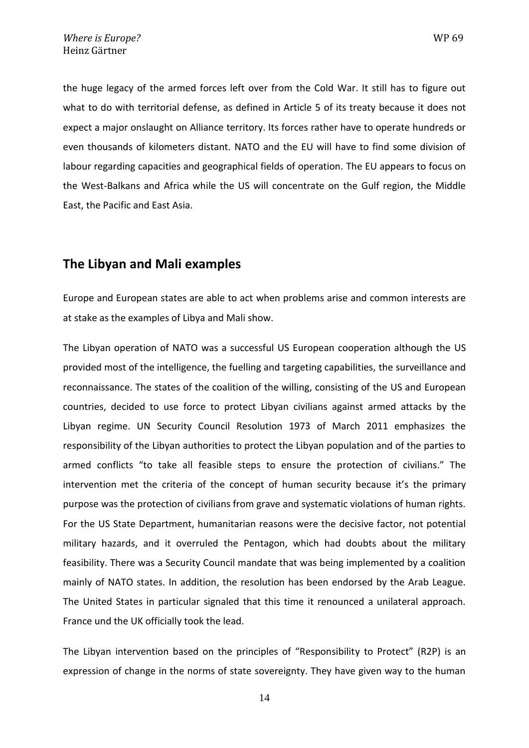the huge legacy of the armed forces left over from the Cold War. It still has to figure out what to do with territorial defense, as defined in Article 5 of its treaty because it does not expect a major onslaught on Alliance territory. Its forces rather have to operate hundreds or even thousands of kilometers distant. NATO and the EU will have to find some division of labour regarding capacities and geographical fields of operation. The EU appears to focus on the West-Balkans and Africa while the US will concentrate on the Gulf region, the Middle East, the Pacific and East Asia.

## The Libyan and Mali examples

Europe and European states are able to act when problems arise and common interests are at stake as the examples of Libya and Mali show.

The Libyan operation of NATO was a successful US European cooperation although the US provided most of the intelligence, the fuelling and targeting capabilities, the surveillance and reconnaissance. The states of the coalition of the willing, consisting of the US and European countries, decided to use force to protect Libyan civilians against armed attacks by the Libyan regime. UN Security Council Resolution 1973 of March 2011 emphasizes the responsibility of the Libyan authorities to protect the Libyan population and of the parties to armed conflicts "to take all feasible steps to ensure the protection of civilians." The intervention met the criteria of the concept of human security because it's the primary purpose was the protection of civilians from grave and systematic violations of human rights. For the US State Department, humanitarian reasons were the decisive factor, not potential military hazards, and it overruled the Pentagon, which had doubts about the military feasibility. There was a Security Council mandate that was being implemented by a coalition mainly of NATO states. In addition, the resolution has been endorsed by the Arab League. The United States in particular signaled that this time it renounced a unilateral approach. France und the UK officially took the lead.

The Libyan intervention based on the principles of "Responsibility to Protect" (R2P) is an expression of change in the norms of state sovereignty. They have given way to the human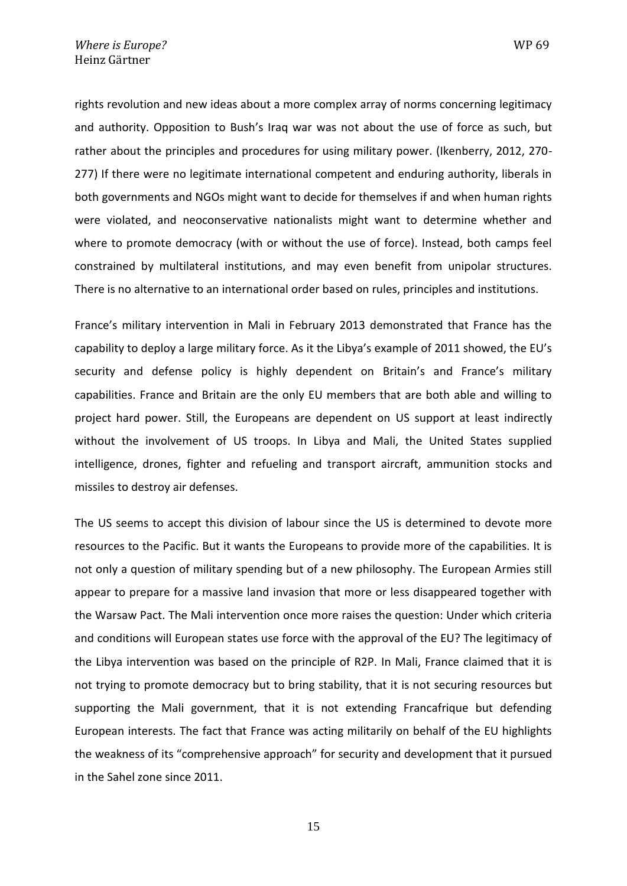rights revolution and new ideas about a more complex array of norms concerning legitimacy and authority. Opposition to Bush's Iraq war was not about the use of force as such, but rather about the principles and procedures for using military power. (Ikenberry, 2012, 270-277) If there were no legitimate international competent and enduring authority, liberals in both governments and NGOs might want to decide for themselves if and when human rights were violated, and neoconservative nationalists might want to determine whether and where to promote democracy (with or without the use of force). Instead, both camps feel constrained by multilateral institutions, and may even benefit from unipolar structures. There is no alternative to an international order based on rules, principles and institutions.

France's military intervention in Mali in February 2013 demonstrated that France has the capability to deploy a large military force. As it the Libya's example of 2011 showed, the EU's security and defense policy is highly dependent on Britain's and France's military capabilities. France and Britain are the only EU members that are both able and willing to project hard power. Still, the Europeans are dependent on US support at least indirectly without the involvement of US troops. In Libya and Mali, the United States supplied intelligence, drones, fighter and refueling and transport aircraft, ammunition stocks and missiles to destroy air defenses.

The US seems to accept this division of labour since the US is determined to devote more resources to the Pacific. But it wants the Europeans to provide more of the capabilities. It is not only a question of military spending but of a new philosophy. The European Armies still appear to prepare for a massive land invasion that more or less disappeared together with the Warsaw Pact. The Mali intervention once more raises the question: Under which criteria and conditions will European states use force with the approval of the EU? The legitimacy of the Libya intervention was based on the principle of R2P. In Mali, France claimed that it is not trying to promote democracy but to bring stability, that it is not securing resources but supporting the Mali government, that it is not extending Francafrique but defending European interests. The fact that France was acting militarily on behalf of the EU highlights the weakness of its "comprehensive approach" for security and development that it pursued in the Sahel zone since 2011.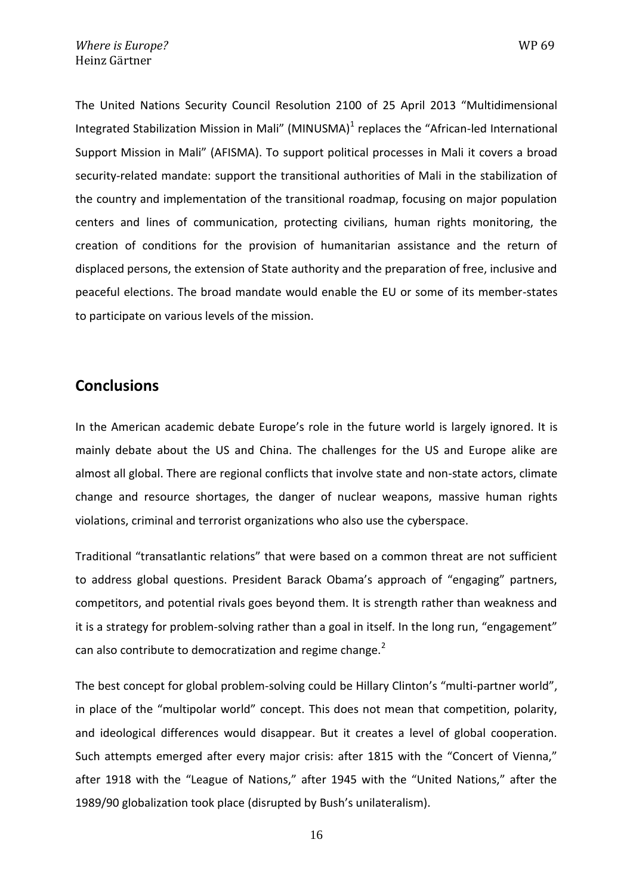The United Nations Security Council Resolution 2100 of 25 April 2013 “Multidimensional Integrated Stabilization Mission in Mali” (MINUSMA)[1] replaces the “African-led International Support Mission in Mali” (AFISMA). To support political processes in Mali it covers a broad security-related mandate: support the transitional authorities of Mali in the stabilization of the country and implementation of the transitional roadmap, focusing on major population centers and lines of communication, protecting civilians, human rights monitoring, the creation of conditions for the provision of humanitarian assistance and the return of displaced persons, the extension of State authority and the preparation of free, inclusive and peaceful elections. The broad mandate would enable the EU or some of its member-states to participate on various levels of the mission.

## Conclusions

In the American academic debate Europe’s role in the future world is largely ignored. It is mainly debate about the US and China. The challenges for the US and Europe alike are almost all global. There are regional conflicts that involve state and non-state actors, climate change and resource shortages, the danger of nuclear weapons, massive human rights violations, criminal and terrorist organizations who also use the cyberspace.

Traditional “transatlantic relations” that were based on a common threat are not sufficient to address global questions. President Barack Obama’s approach of “engaging” partners, competitors, and potential rivals goes beyond them. It is strength rather than weakness and it is a strategy for problem-solving rather than a goal in itself. In the long run, “engagement” can also contribute to democratization and regime change.[2]

The best concept for global problem-solving could be Hillary Clinton’s “multi-partner world”, in place of the “multipolar world” concept. This does not mean that competition, polarity, and ideological differences would disappear. But it creates a level of global cooperation. Such attempts emerged after every major crisis: after 1815 with the “Concert of Vienna,” after 1918 with the “League of Nations,” after 1945 with the “United Nations,” after the 1989/90 globalization took place (disrupted by Bush’s unilateralism).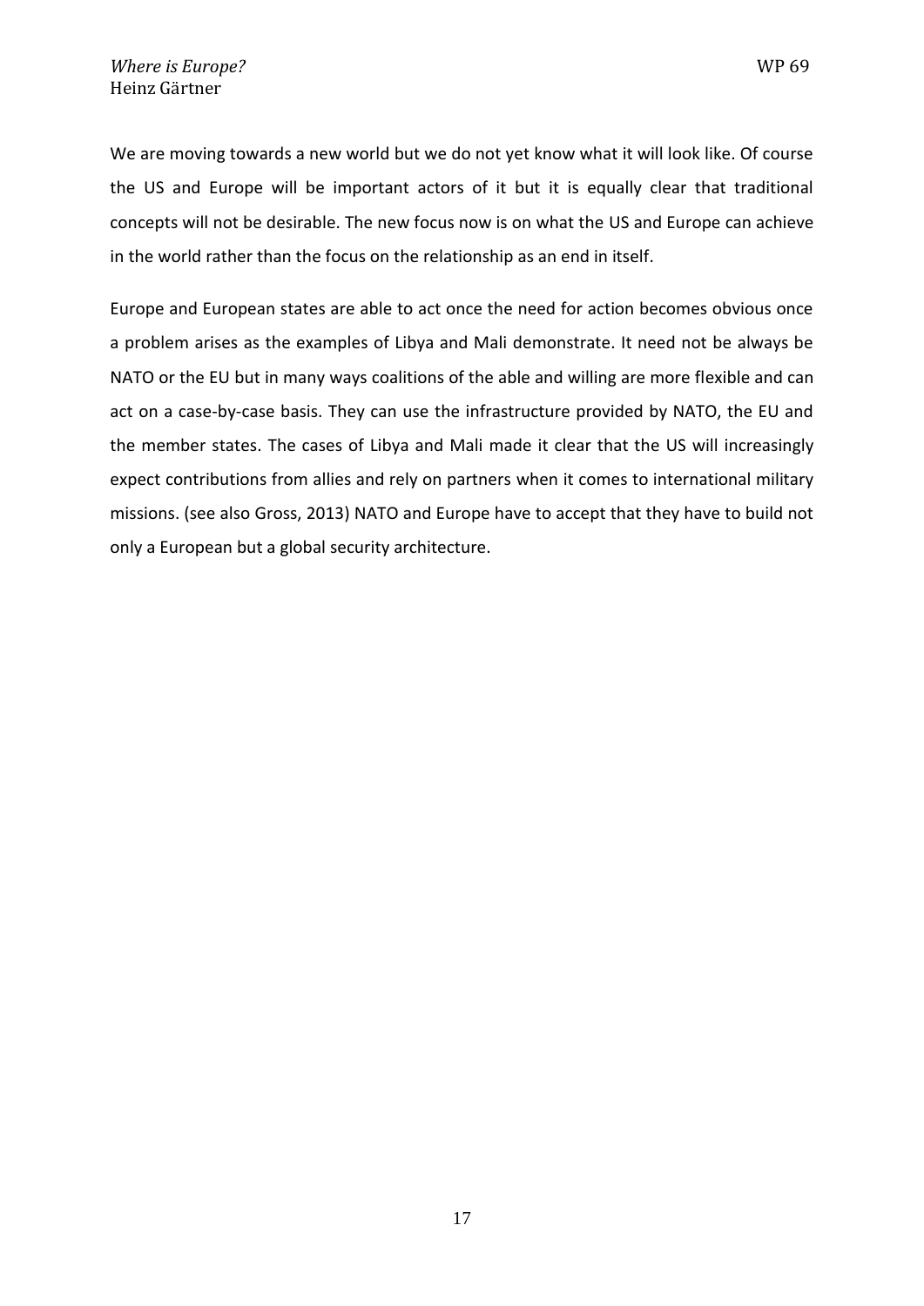We are moving towards a new world but we do not yet know what it will look like. Of course the US and Europe will be important actors of it but it is equally clear that traditional concepts will not be desirable. The new focus now is on what the US and Europe can achieve in the world rather than the focus on the relationship as an end in itself.

Europe and European states are able to act once the need for action becomes obvious once a problem arises as the examples of Libya and Mali demonstrate. It need not be always be NATO or the EU but in many ways coalitions of the able and willing are more flexible and can act on a case-by-case basis. They can use the infrastructure provided by NATO, the EU and the member states. The cases of Libya and Mali made it clear that the US will increasingly expect contributions from allies and rely on partners when it comes to international military missions. (see also Gross, 2013) NATO and Europe have to accept that they have to build not only a European but a global security architecture.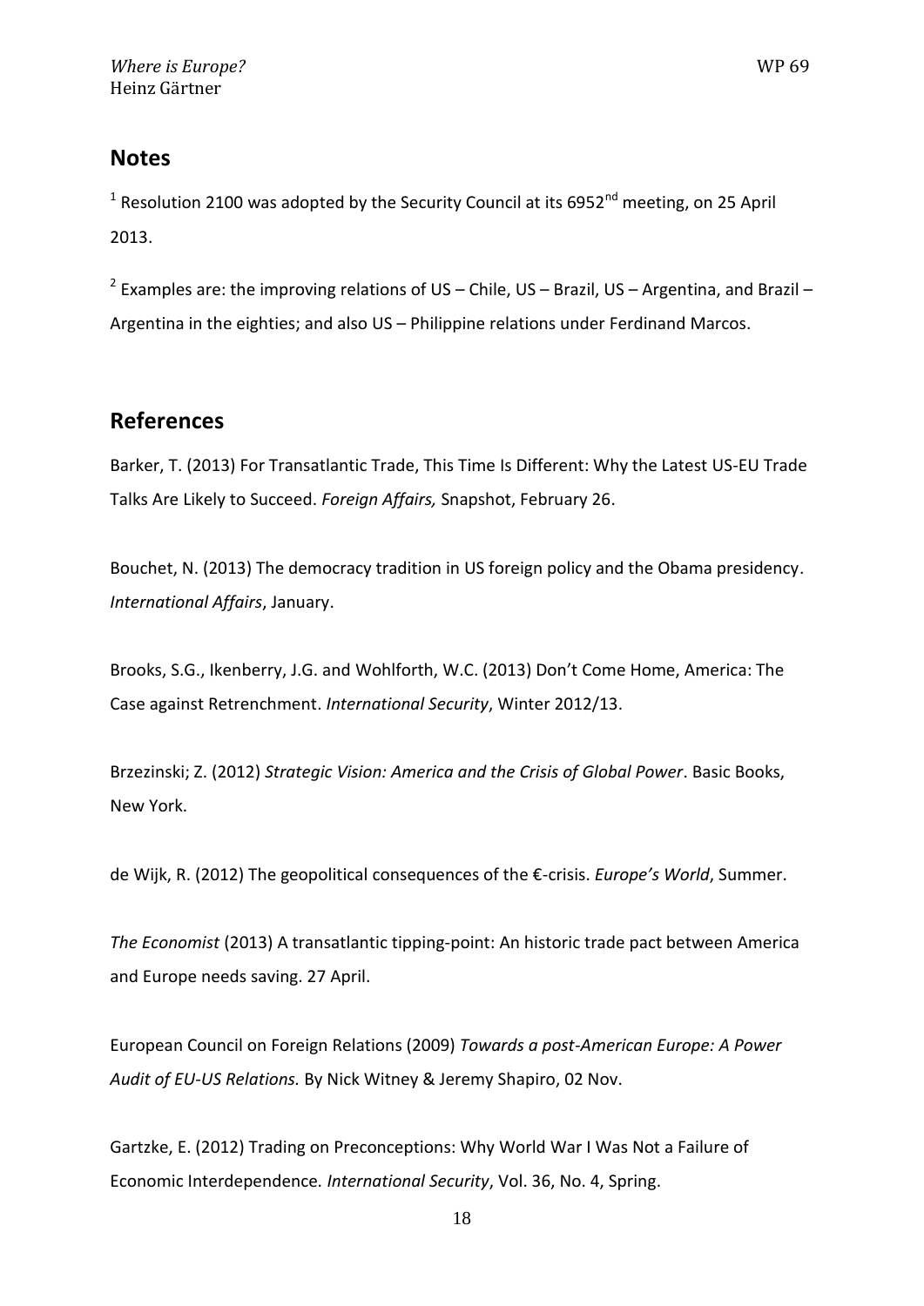## Notes

[1] Resolution 2100 was adopted by the Security Council at its 6952nd meeting, on 25 April 2013.

[2] Examples are: the improving relations of US – Chile, US – Brazil, US – Argentina, and Brazil – Argentina in the eighties; and also US – Philippine relations under Ferdinand Marcos.

## References

Barker, T. (2013) For Transatlantic Trade, This Time Is Different: Why the Latest US-EU Trade Talks Are Likely to Succeed. *Foreign Affairs,* Snapshot, February 26.

Bouchet, N. (2013) The democracy tradition in US foreign policy and the Obama presidency. *International Affairs*, January.

Brooks, S.G., Ikenberry, J.G. and Wohlforth, W.C. (2013) Don't Come Home, America: The Case against Retrenchment. *International Security*, Winter 2012/13.

Brzezinski; Z. (2012) *Strategic Vision: America and the Crisis of Global Power*. Basic Books, New York.

de Wijk, R. (2012) The geopolitical consequences of the €-crisis. *Europe's World*, Summer.

*The Economist* (2013) A transatlantic tipping-point: An historic trade pact between America and Europe needs saving. 27 April.

European Council on Foreign Relations (2009) *Towards a post-American Europe: A Power Audit of EU-US Relations.* By Nick Witney & Jeremy Shapiro, 02 Nov.

Gartzke, E. (2012) Trading on Preconceptions: Why World War I Was Not a Failure of Economic Interdependence. *International Security*, Vol. 36, No. 4, Spring.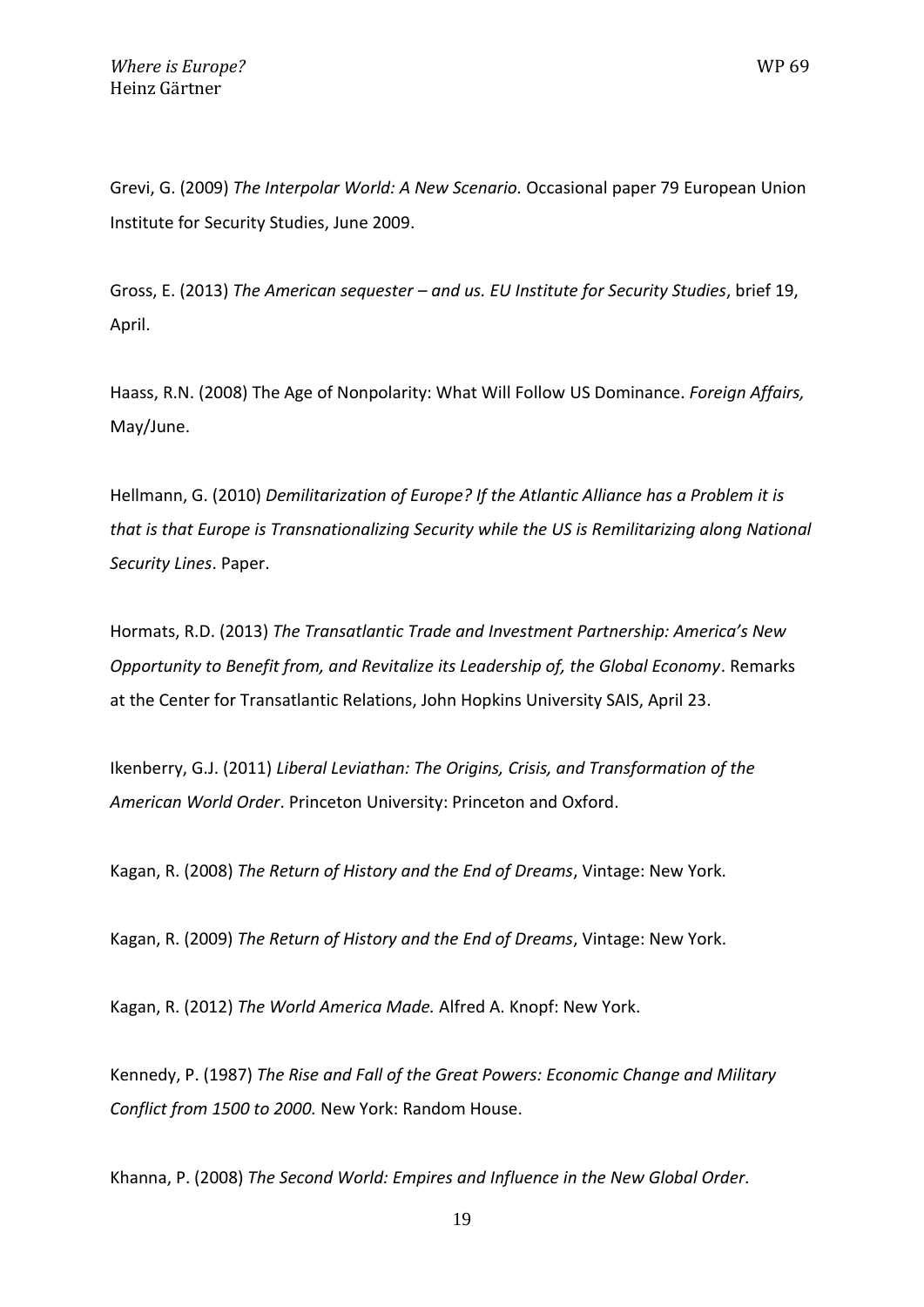Grevi, G. (2009) *The Interpolar World: A New Scenario.* Occasional paper 79 European Union Institute for Security Studies, June 2009.

Gross, E. (2013) *The American sequester – and us. EU Institute for Security Studies*, brief 19, April.

Haass, R.N. (2008) The Age of Nonpolarity: What Will Follow US Dominance. *Foreign Affairs,* May/June.

Hellmann, G. (2010) *Demilitarization of Europe? If the Atlantic Alliance has a Problem it is that is that Europe is Transnationalizing Security while the US is Remilitarizing along National Security Lines*. Paper.

Hormats, R.D. (2013) *The Transatlantic Trade and Investment Partnership: America's New Opportunity to Benefit from, and Revitalize its Leadership of, the Global Economy*. Remarks at the Center for Transatlantic Relations, John Hopkins University SAIS, April 23.

Ikenberry, G.J. (2011) *Liberal Leviathan: The Origins, Crisis, and Transformation of the American World Order*. Princeton University: Princeton and Oxford.

Kagan, R. (2008) *The Return of History and the End of Dreams*, Vintage: New York.

Kagan, R. (2009) *The Return of History and the End of Dreams*, Vintage: New York.

Kagan, R. (2012) *The World America Made.* Alfred A. Knopf: New York.

Kennedy, P. (1987) *The Rise and Fall of the Great Powers: Economic Change and Military Conflict from 1500 to 2000.* New York: Random House.

Khanna, P. (2008) *The Second World: Empires and Influence in the New Global Order.*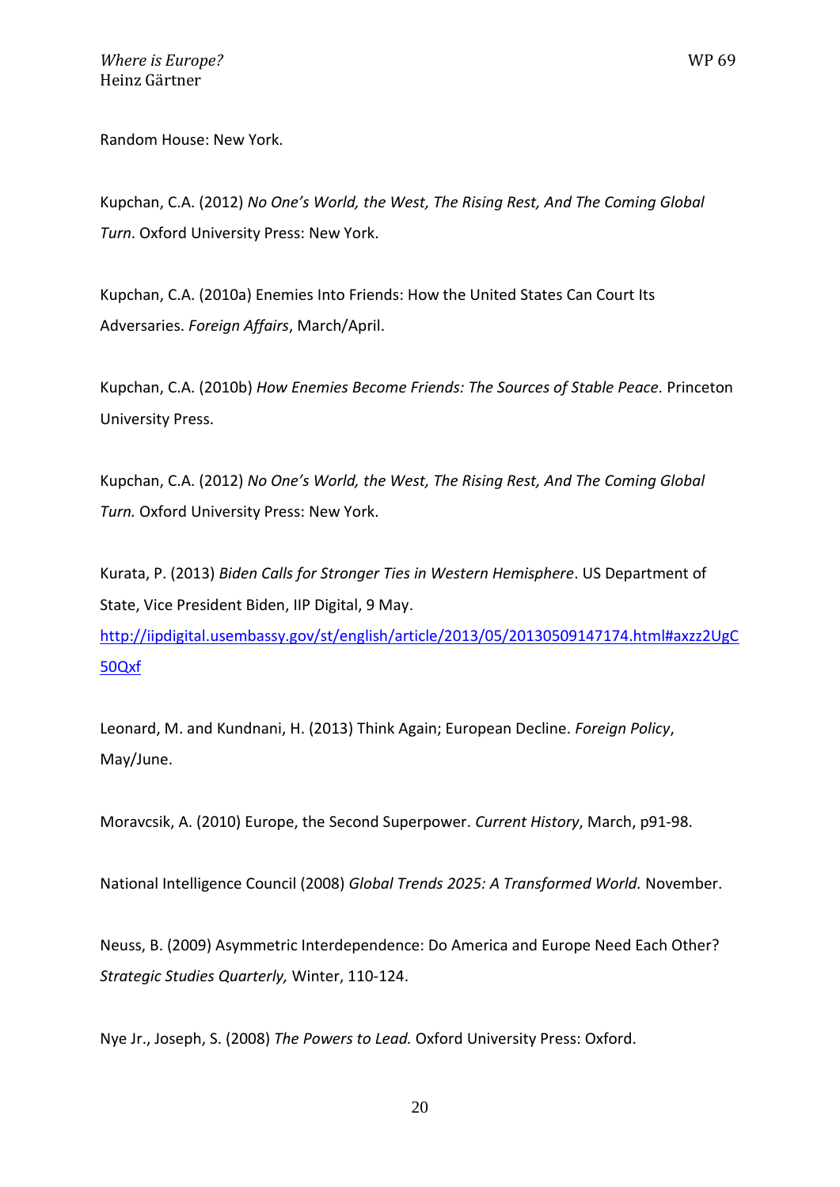Random House: New York.

Kupchan, C.A. (2012) *No One's World, the West, The Rising Rest, And The Coming Global Turn*. Oxford University Press: New York.

Kupchan, C.A. (2010a) Enemies Into Friends: How the United States Can Court Its Adversaries. *Foreign Affairs*, March/April.

Kupchan, C.A. (2010b) *How Enemies Become Friends: The Sources of Stable Peace.* Princeton University Press.

Kupchan, C.A. (2012) *No One's World, the West, The Rising Rest, And The Coming Global Turn.* Oxford University Press: New York.

Kurata, P. (2013) *Biden Calls for Stronger Ties in Western Hemisphere*. US Department of State, Vice President Biden, IIP Digital, 9 May. http://iipdigital.usembassy.gov/st/english/article/2013/05/20130509147174.html#axzz2UgC50Qxf

Leonard, M. and Kundnani, H. (2013) Think Again; European Decline. *Foreign Policy*, May/June.

Moravcsik, A. (2010) Europe, the Second Superpower. *Current History*, March, p91-98.

National Intelligence Council (2008) *Global Trends 2025: A Transformed World.* November.

Neuss, B. (2009) Asymmetric Interdependence: Do America and Europe Need Each Other? *Strategic Studies Quarterly,* Winter, 110-124.

Nye Jr., Joseph, S. (2008) *The Powers to Lead.* Oxford University Press: Oxford.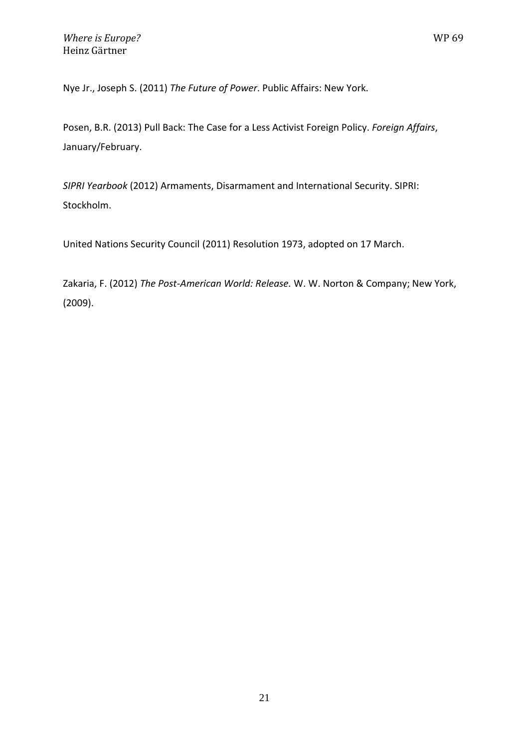Nye Jr., Joseph S. (2011) *The Future of Power*. Public Affairs: New York.

Posen, B.R. (2013) Pull Back: The Case for a Less Activist Foreign Policy. *Foreign Affairs*, January/February.

*SIPRI Yearbook* (2012) Armaments, Disarmament and International Security. SIPRI: Stockholm.

United Nations Security Council (2011) Resolution 1973, adopted on 17 March.

Zakaria, F. (2012) *The Post-American World: Release.* W. W. Norton & Company; New York, (2009).